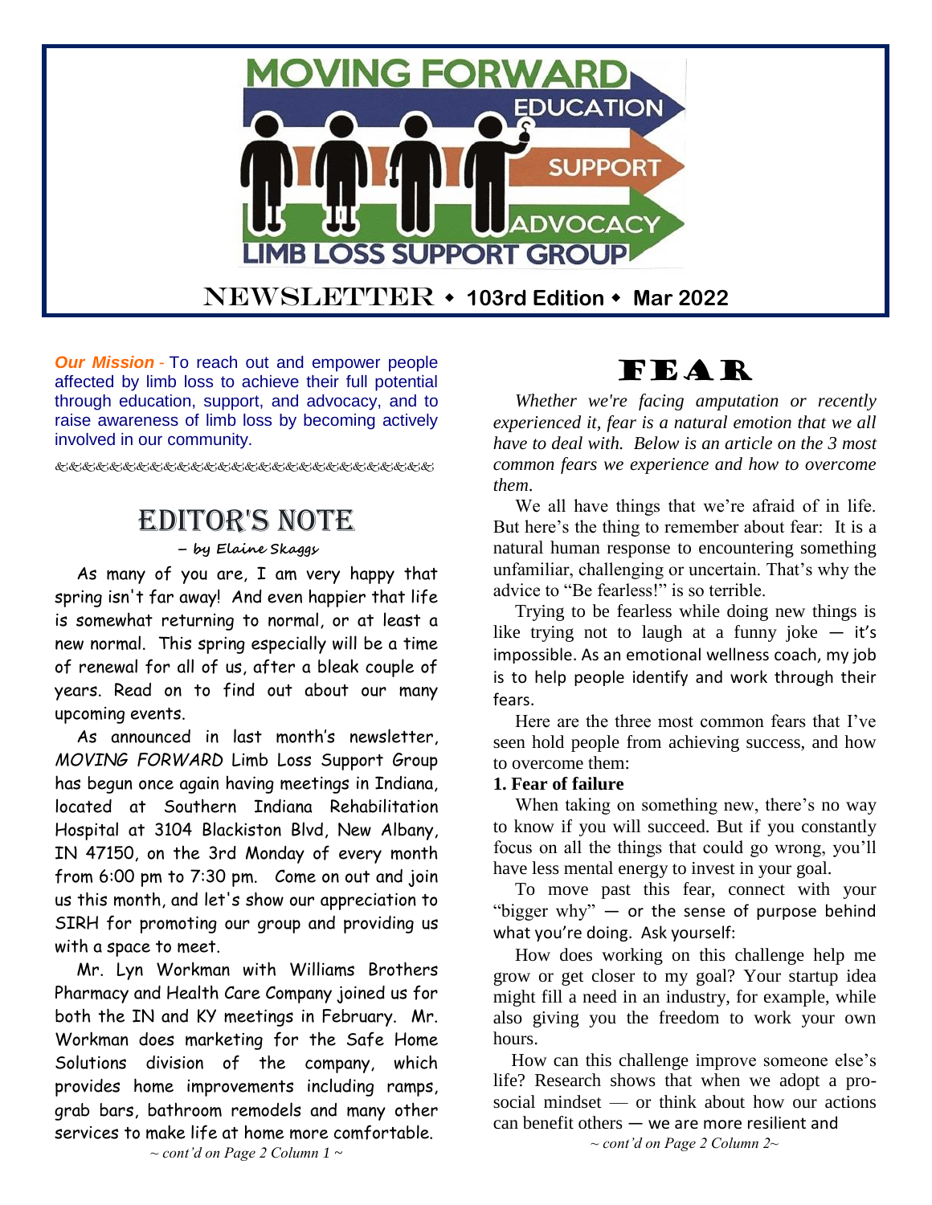# MOVING FORWARD

EDUCATION · SUPPORT · ADVOCACY

LIMB LOSS SUPPORT GROUP

NEWSLETTER ◆ **103rd Edition** ◆ **Mar 2022**

***Our Mission*** - To reach out and empower people affected by limb loss to achieve their full potential through education, support, and advocacy, and to raise awareness of limb loss by becoming actively involved in our community.

## EDITOR'S NOTE

**– by Elaine Skaggs**

As many of you are, I am very happy that spring isn't far away! And even happier that life is somewhat returning to normal, or at least a new normal. This spring especially will be a time of renewal for all of us, after a bleak couple of years. Read on to find out about our many upcoming events.

As announced in last month's newsletter, *MOVING FORWARD* Limb Loss Support Group has begun once again having meetings in Indiana, located at Southern Indiana Rehabilitation Hospital at 3104 Blackiston Blvd, New Albany, IN 47150, on the 3rd Monday of every month from 6:00 pm to 7:30 pm. Come on out and join us this month, and let's show our appreciation to SIRH for promoting our group and providing us with a space to meet.

Mr. Lyn Workman with Williams Brothers Pharmacy and Health Care Company joined us for both the IN and KY meetings in February. Mr. Workman does marketing for the Safe Home Solutions division of the company, which provides home improvements including ramps, grab bars, bathroom remodels and many other services to make life at home more comfortable.

*~ cont'd on Page 2 Column 1 ~*

## FEAR

*Whether we're facing amputation or recently experienced it, fear is a natural emotion that we all have to deal with. Below is an article on the 3 most common fears we experience and how to overcome them.*

We all have things that we're afraid of in life. But here's the thing to remember about fear: It is a natural human response to encountering something unfamiliar, challenging or uncertain. That's why the advice to "Be fearless!" is so terrible.

Trying to be fearless while doing new things is like trying not to laugh at a funny joke — it's impossible. As an emotional wellness coach, my job is to help people identify and work through their fears.

Here are the three most common fears that I've seen hold people from achieving success, and how to overcome them:

**1. Fear of failure**

When taking on something new, there's no way to know if you will succeed. But if you constantly focus on all the things that could go wrong, you'll have less mental energy to invest in your goal.

To move past this fear, connect with your "bigger why" — or the sense of purpose behind what you're doing. Ask yourself:

How does working on this challenge help me grow or get closer to my goal? Your startup idea might fill a need in an industry, for example, while also giving you the freedom to work your own hours.

How can this challenge improve someone else's life? Research shows that when we adopt a pro-social mindset — or think about how our actions can benefit others — we are more resilient and

*~ cont'd on Page 2 Column 2~*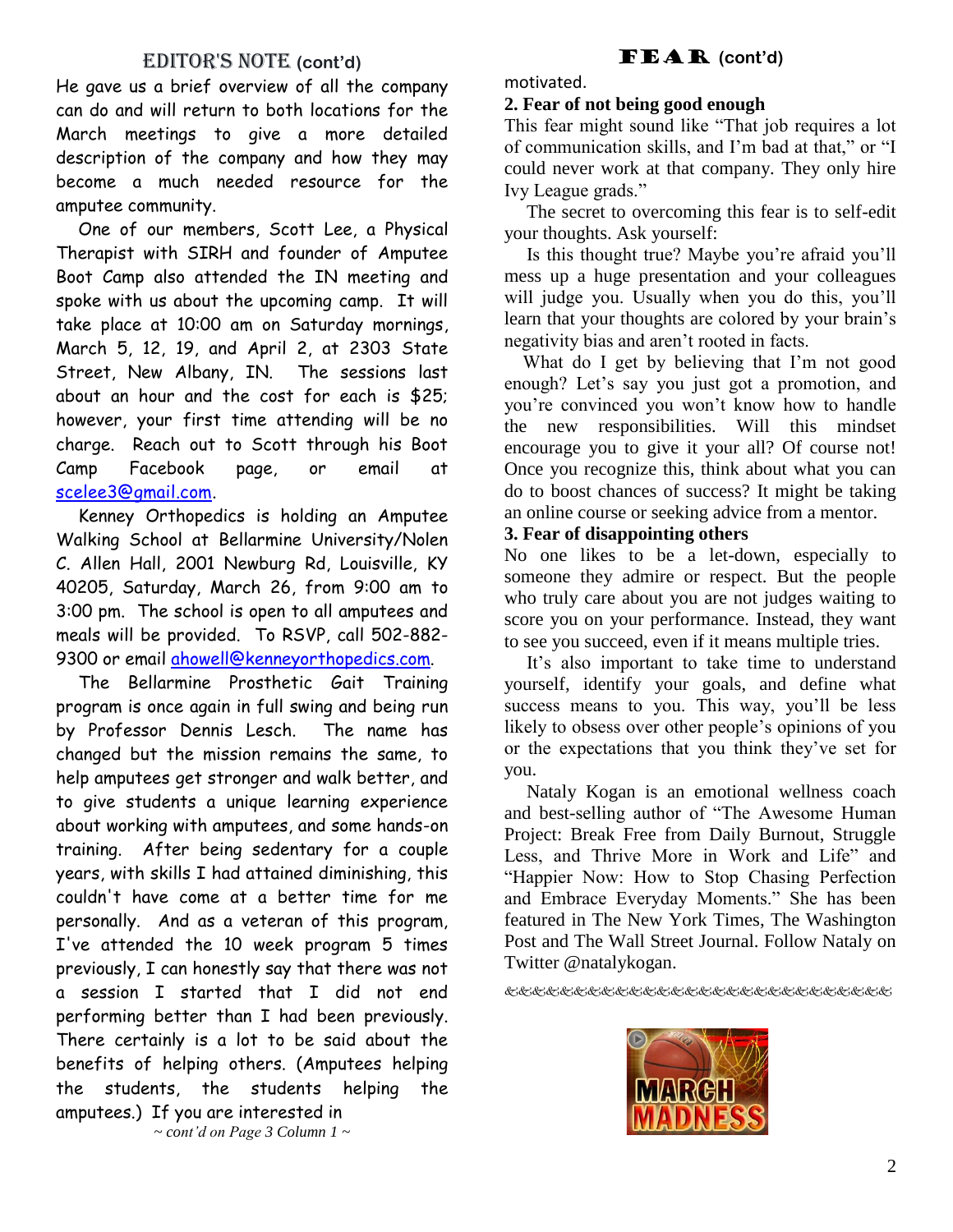## EDITOR'S NOTE (cont'd)

He gave us a brief overview of all the company can do and will return to both locations for the March meetings to give a more detailed description of the company and how they may become a much needed resource for the amputee community.

One of our members, Scott Lee, a Physical Therapist with SIRH and founder of Amputee Boot Camp also attended the IN meeting and spoke with us about the upcoming camp. It will take place at 10:00 am on Saturday mornings, March 5, 12, 19, and April 2, at 2303 State Street, New Albany, IN. The sessions last about an hour and the cost for each is $25; however, your first time attending will be no charge. Reach out to Scott through his Boot Camp Facebook page, or email at scelee3@gmail.com.

Kenney Orthopedics is holding an Amputee Walking School at Bellarmine University/Nolen C. Allen Hall, 2001 Newburg Rd, Louisville, KY 40205, Saturday, March 26, from 9:00 am to 3:00 pm. The school is open to all amputees and meals will be provided. To RSVP, call 502-882-9300 or email ahowell@kenneyorthopedics.com.

The Bellarmine Prosthetic Gait Training program is once again in full swing and being run by Professor Dennis Lesch. The name has changed but the mission remains the same, to help amputees get stronger and walk better, and to give students a unique learning experience about working with amputees, and some hands-on training. After being sedentary for a couple years, with skills I had attained diminishing, this couldn't have come at a better time for me personally. And as a veteran of this program, I've attended the 10 week program 5 times previously, I can honestly say that there was not a session I started that I did not end performing better than I had been previously. There certainly is a lot to be said about the benefits of helping others. (Amputees helping the students, the students helping the amputees.) If you are interested in

*~ cont'd on Page 3 Column 1 ~*

## FEAR (cont'd)

motivated.

**2. Fear of not being good enough**

This fear might sound like "That job requires a lot of communication skills, and I'm bad at that," or "I could never work at that company. They only hire Ivy League grads."

The secret to overcoming this fear is to self-edit your thoughts. Ask yourself:

Is this thought true? Maybe you're afraid you'll mess up a huge presentation and your colleagues will judge you. Usually when you do this, you'll learn that your thoughts are colored by your brain's negativity bias and aren't rooted in facts.

What do I get by believing that I'm not good enough? Let's say you just got a promotion, and you're convinced you won't know how to handle the new responsibilities. Will this mindset encourage you to give it your all? Of course not! Once you recognize this, think about what you can do to boost chances of success? It might be taking an online course or seeking advice from a mentor.

**3. Fear of disappointing others**

No one likes to be a let-down, especially to someone they admire or respect. But the people who truly care about you are not judges waiting to score you on your performance. Instead, they want to see you succeed, even if it means multiple tries.

It's also important to take time to understand yourself, identify your goals, and define what success means to you. This way, you'll be less likely to obsess over other people's opinions of you or the expectations that you think they've set for you.

Nataly Kogan is an emotional wellness coach and best-selling author of "The Awesome Human Project: Break Free from Daily Burnout, Struggle Less, and Thrive More in Work and Life" and "Happier Now: How to Stop Chasing Perfection and Embrace Everyday Moments." She has been featured in The New York Times, The Washington Post and The Wall Street Journal. Follow Nataly on Twitter @natalykogan.

MARCH MADNESS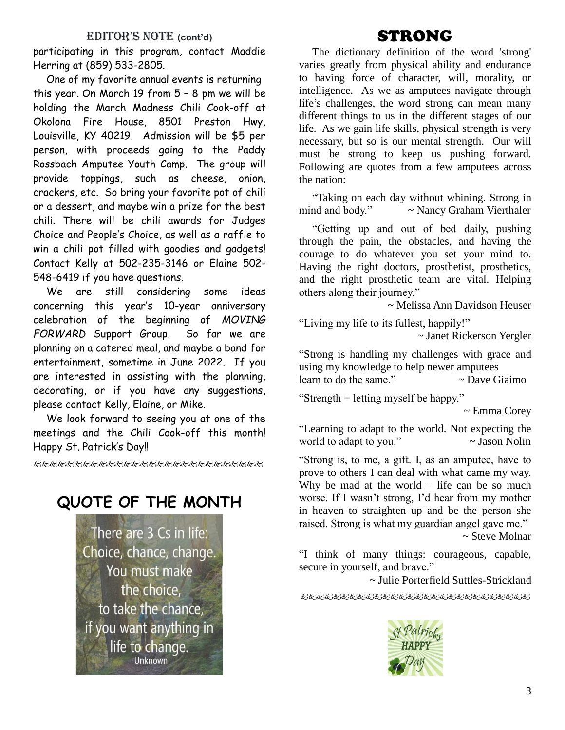## EDITOR'S NOTE (cont'd)

participating in this program, contact Maddie Herring at (859) 533-2805.

One of my favorite annual events is returning this year. On March 19 from 5 – 8 pm we will be holding the March Madness Chili Cook-off at Okolona Fire House, 8501 Preston Hwy, Louisville, KY 40219. Admission will be $5 per person, with proceeds going to the Paddy Rossbach Amputee Youth Camp. The group will provide toppings, such as cheese, onion, crackers, etc. So bring your favorite pot of chili or a dessert, and maybe win a prize for the best chili. There will be chili awards for Judges Choice and People's Choice, as well as a raffle to win a chili pot filled with goodies and gadgets! Contact Kelly at 502-235-3146 or Elaine 502-548-6419 if you have questions.

We are still considering some ideas concerning this year's 10-year anniversary celebration of the beginning of *MOVING FORWARD* Support Group. So far we are planning on a catered meal, and maybe a band for entertainment, sometime in June 2022. If you are interested in assisting with the planning, decorating, or if you have any suggestions, please contact Kelly, Elaine, or Mike.

We look forward to seeing you at one of the meetings and the Chili Cook-off this month! Happy St. Patrick's Day!!

## QUOTE OF THE MONTH

There are 3 Cs in life: Choice, chance, change. You must make the choice, to take the chance, if you want anything in life to change.
-Unknown

## STRONG

The dictionary definition of the word 'strong' varies greatly from physical ability and endurance to having force of character, will, morality, or intelligence. As we as amputees navigate through life's challenges, the word strong can mean many different things to us in the different stages of our life. As we gain life skills, physical strength is very necessary, but so is our mental strength. Our will must be strong to keep us pushing forward. Following are quotes from a few amputees across the nation:

"Taking on each day without whining. Strong in mind and body." ~ Nancy Graham Vierthaler

"Getting up and out of bed daily, pushing through the pain, the obstacles, and having the courage to do whatever you set your mind to. Having the right doctors, prosthetist, prosthetics, and the right prosthetic team are vital. Helping others along their journey."
~ Melissa Ann Davidson Heuser

"Living my life to its fullest, happily!"
~ Janet Rickerson Yergler

"Strong is handling my challenges with grace and using my knowledge to help newer amputees learn to do the same." ~ Dave Giaimo

"Strength = letting myself be happy."
~ Emma Corey

"Learning to adapt to the world. Not expecting the world to adapt to you." ~ Jason Nolin

"Strong is, to me, a gift. I, as an amputee, have to prove to others I can deal with what came my way. Why be mad at the world – life can be so much worse. If I wasn't strong, I'd hear from my mother in heaven to straighten up and be the person she raised. Strong is what my guardian angel gave me."
~ Steve Molnar

"I think of many things: courageous, capable, secure in yourself, and brave."
~ Julie Porterfield Suttles-Strickland

St Patricks HAPPY Day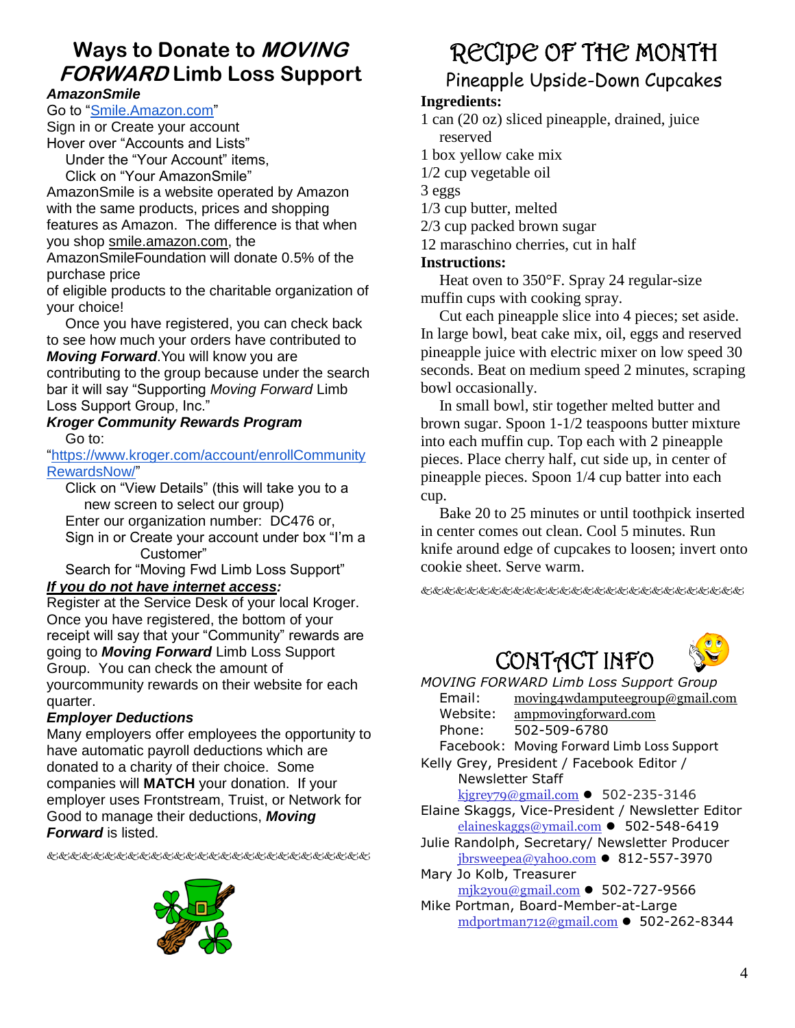# Ways to Donate to *MOVING FORWARD* Limb Loss Support

***AmazonSmile***

Go to "Smile.Amazon.com"
Sign in or Create your account
Hover over "Accounts and Lists"
Under the "Your Account" items,
Click on "Your AmazonSmile"

AmazonSmile is a website operated by Amazon with the same products, prices and shopping features as Amazon. The difference is that when you shop smile.amazon.com, the AmazonSmileFoundation will donate 0.5% of the purchase price of eligible products to the charitable organization of your choice!

Once you have registered, you can check back to see how much your orders have contributed to ***Moving Forward***. You will know you are contributing to the group because under the search bar it will say "Supporting *Moving Forward* Limb Loss Support Group, Inc."

***Kroger Community Rewards Program***

Go to: "https://www.kroger.com/account/enrollCommunityRewardsNow/"

Click on "View Details" (this will take you to a new screen to select our group)
Enter our organization number: DC476 or,
Sign in or Create your account under box "I'm a Customer"
Search for "Moving Fwd Limb Loss Support"

***If you do not have internet access:***

Register at the Service Desk of your local Kroger. Once you have registered, the bottom of your receipt will say that your "Community" rewards are going to ***Moving Forward*** Limb Loss Support Group. You can check the amount of yourcommunity rewards on their website for each quarter.

***Employer Deductions***

Many employers offer employees the opportunity to have automatic payroll deductions which are donated to a charity of their choice. Some companies will **MATCH** your donation. If your employer uses Frontstream, Truist, or Network for Good to manage their deductions, ***Moving Forward*** is listed.

# RECIPE OF THE MONTH

## Pineapple Upside-Down Cupcakes

**Ingredients:**

1 can (20 oz) sliced pineapple, drained, juice reserved
1 box yellow cake mix
1/2 cup vegetable oil
3 eggs
1/3 cup butter, melted
2/3 cup packed brown sugar
12 maraschino cherries, cut in half

**Instructions:**

Heat oven to 350°F. Spray 24 regular-size muffin cups with cooking spray.

Cut each pineapple slice into 4 pieces; set aside. In large bowl, beat cake mix, oil, eggs and reserved pineapple juice with electric mixer on low speed 30 seconds. Beat on medium speed 2 minutes, scraping bowl occasionally.

In small bowl, stir together melted butter and brown sugar. Spoon 1-1/2 teaspoons butter mixture into each muffin cup. Top each with 2 pineapple pieces. Place cherry half, cut side up, in center of pineapple pieces. Spoon 1/4 cup batter into each cup.

Bake 20 to 25 minutes or until toothpick inserted in center comes out clean. Cool 5 minutes. Run knife around edge of cupcakes to loosen; invert onto cookie sheet. Serve warm.

# CONTACT INFO

*MOVING FORWARD Limb Loss Support Group*

Email: moving4wdamputeegroup@gmail.com
Website: ampmovingforward.com
Phone: 502-509-6780
Facebook: Moving Forward Limb Loss Support

Kelly Grey, President / Facebook Editor / Newsletter Staff
kjgrey79@gmail.com ● 502-235-3146

Elaine Skaggs, Vice-President / Newsletter Editor
elaineskaggs@ymail.com ● 502-548-6419

Julie Randolph, Secretary/ Newsletter Producer
jbrsweepea@yahoo.com ● 812-557-3970

Mary Jo Kolb, Treasurer
mjk2you@gmail.com ● 502-727-9566

Mike Portman, Board-Member-at-Large
mdportman712@gmail.com ● 502-262-8344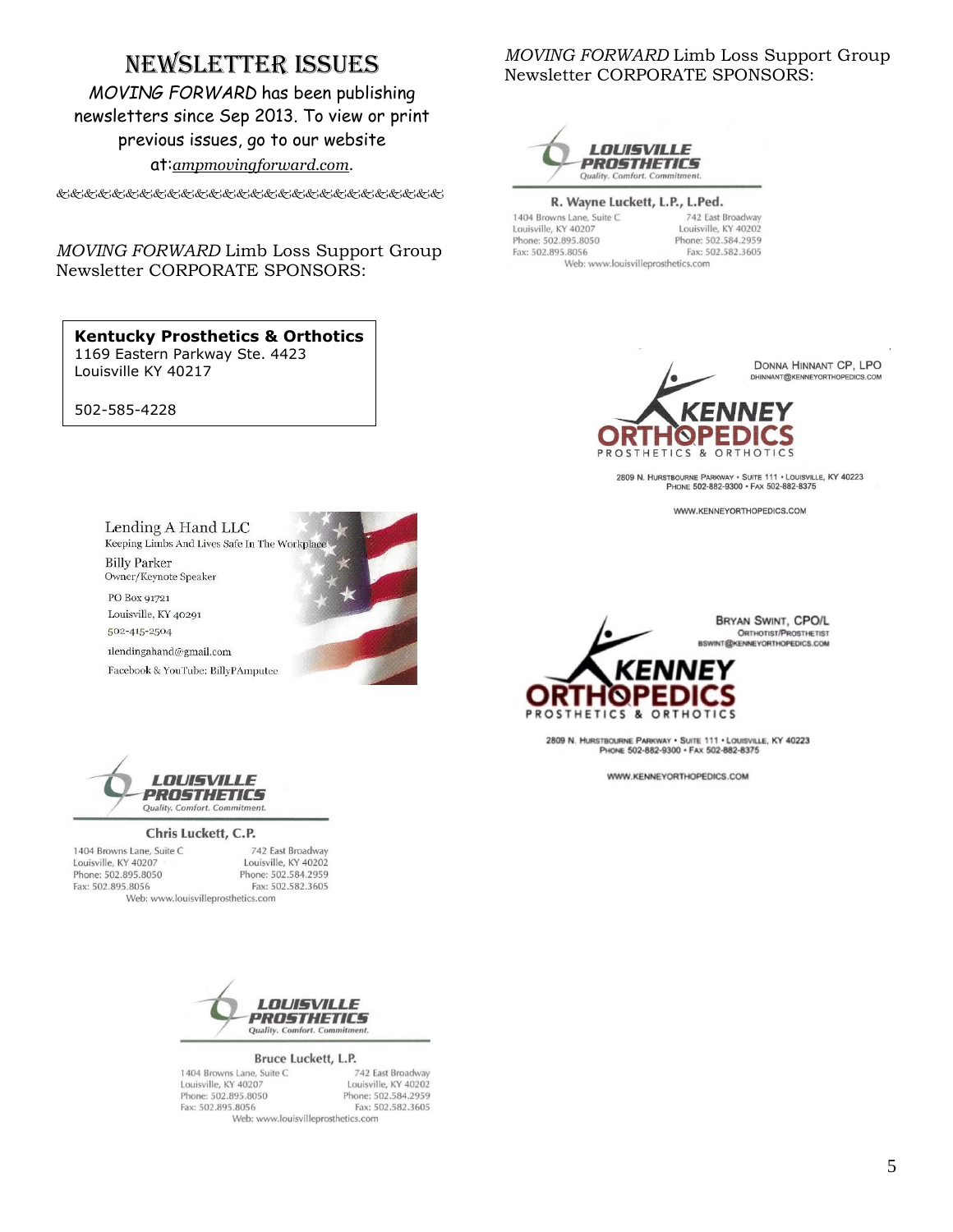# NEWSLETTER ISSUES

*MOVING FORWARD* has been publishing newsletters since Sep 2013. To view or print previous issues, go to our website at:*ampmovingforward.com*.

&&&&&&&&&&&&&&&&&&&&&&&&&&&&&&&&&&&&&&

*MOVING FORWARD* Limb Loss Support Group Newsletter CORPORATE SPONSORS:

**Kentucky Prosthetics & Orthotics**
1169 Eastern Parkway Ste. 4423
Louisville KY 40217

502-585-4228

Lending A Hand LLC
Keeping Limbs And Lives Safe In The Workplace

Billy Parker
Owner/Keynote Speaker

PO Box 91721
Louisville, KY 40291
502-415-2504
1lendingahand@gmail.com
Facebook & YouTube: BillyPAmputee

LOUISVILLE PROSTHETICS
Quality. Comfort. Commitment.

Chris Luckett, C.P.

1404 Browns Lane, Suite C
Louisville, KY 40207
Phone: 502.895.8050
Fax: 502.895.8056

742 East Broadway
Louisville, KY 40202
Phone: 502.584.2959
Fax: 502.582.3605

Web: www.louisvilleprosthetics.com

LOUISVILLE PROSTHETICS
Quality. Comfort. Commitment.

Bruce Luckett, L.P.

1404 Browns Lane, Suite C
Louisville, KY 40207
Phone: 502.895.8050
Fax: 502.895.8056

742 East Broadway
Louisville, KY 40202
Phone: 502.584.2959
Fax: 502.582.3605

Web: www.louisvilleprosthetics.com

*MOVING FORWARD* Limb Loss Support Group Newsletter CORPORATE SPONSORS:

LOUISVILLE PROSTHETICS
Quality. Comfort. Commitment.

R. Wayne Luckett, L.P., L.Ped.

1404 Browns Lane, Suite C
Louisville, KY 40207
Phone: 502.895.8050
Fax: 502.895.8056

742 East Broadway
Louisville, KY 40202
Phone: 502.584.2959
Fax: 502.582.3605

Web: www.louisvilleprosthetics.com

DONNA HINNANT CP, LPO
DHINNANT@KENNEYORTHOPEDICS.COM

KENNEY ORTHOPEDICS
PROSTHETICS & ORTHOTICS

2809 N. HURSTBOURNE PARKWAY • SUITE 111 • LOUISVILLE, KY 40223
PHONE 502-882-9300 • FAX 502-882-8375

WWW.KENNEYORTHOPEDICS.COM

BRYAN SWINT, CPO/L
ORTHOTIST/PROSTHETIST
BSWINT@KENNEYORTHOPEDICS.COM

KENNEY ORTHOPEDICS
PROSTHETICS & ORTHOTICS

2809 N. HURSTBOURNE PARKWAY • SUITE 111 • LOUISVILLE, KY 40223
PHONE 502-882-9300 • FAX 502-882-8375

WWW.KENNEYORTHOPEDICS.COM